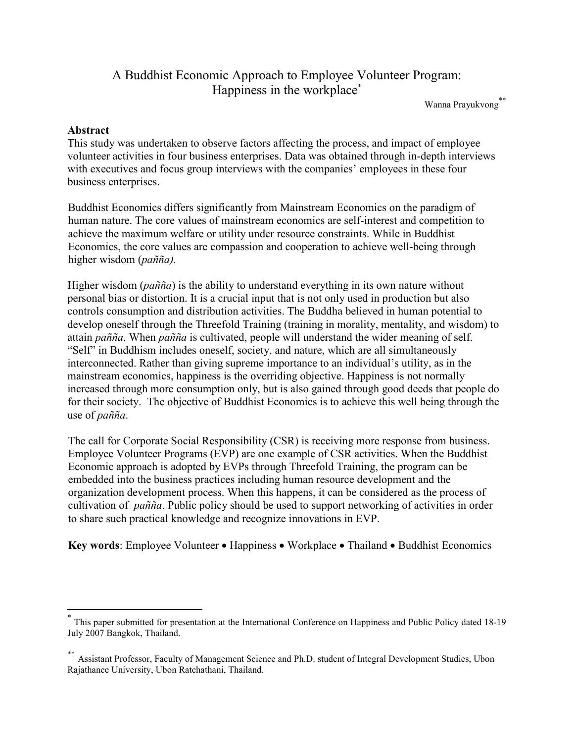# A Buddhist Economic Approach to Employee Volunteer Program: Happiness in the workplace[*]

Wanna Prayukvong[**]

## Abstract

This study was undertaken to observe factors affecting the process, and impact of employee volunteer activities in four business enterprises. Data was obtained through in-depth interviews with executives and focus group interviews with the companies' employees in these four business enterprises.

Buddhist Economics differs significantly from Mainstream Economics on the paradigm of human nature. The core values of mainstream economics are self-interest and competition to achieve the maximum welfare or utility under resource constraints. While in Buddhist Economics, the core values are compassion and cooperation to achieve well-being through higher wisdom (*pañña).*

Higher wisdom (*pañña*) is the ability to understand everything in its own nature without personal bias or distortion. It is a crucial input that is not only used in production but also controls consumption and distribution activities. The Buddha believed in human potential to develop oneself through the Threefold Training (training in morality, mentality, and wisdom) to attain *pañña*. When *pañña* is cultivated, people will understand the wider meaning of self. "Self" in Buddhism includes oneself, society, and nature, which are all simultaneously interconnected. Rather than giving supreme importance to an individual's utility, as in the mainstream economics, happiness is the overriding objective. Happiness is not normally increased through more consumption only, but is also gained through good deeds that people do for their society. The objective of Buddhist Economics is to achieve this well being through the use of *pañña*.

The call for Corporate Social Responsibility (CSR) is receiving more response from business. Employee Volunteer Programs (EVP) are one example of CSR activities. When the Buddhist Economic approach is adopted by EVPs through Threefold Training, the program can be embedded into the business practices including human resource development and the organization development process. When this happens, it can be considered as the process of cultivation of *pañña*. Public policy should be used to support networking of activities in order to share such practical knowledge and recognize innovations in EVP.

**Key words**: Employee Volunteer • Happiness • Workplace • Thailand • Buddhist Economics

---

[*] This paper submitted for presentation at the International Conference on Happiness and Public Policy dated 18-19 July 2007 Bangkok, Thailand.

[**] Assistant Professor, Faculty of Management Science and Ph.D. student of Integral Development Studies, Ubon Rajathanee University, Ubon Ratchathani, Thailand.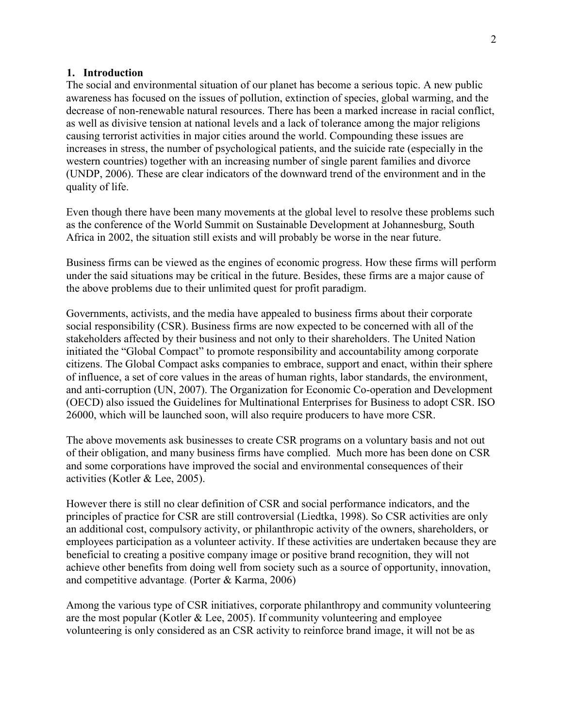## 1. Introduction

The social and environmental situation of our planet has become a serious topic. A new public awareness has focused on the issues of pollution, extinction of species, global warming, and the decrease of non-renewable natural resources. There has been a marked increase in racial conflict, as well as divisive tension at national levels and a lack of tolerance among the major religions causing terrorist activities in major cities around the world. Compounding these issues are increases in stress, the number of psychological patients, and the suicide rate (especially in the western countries) together with an increasing number of single parent families and divorce (UNDP, 2006). These are clear indicators of the downward trend of the environment and in the quality of life.

Even though there have been many movements at the global level to resolve these problems such as the conference of the World Summit on Sustainable Development at Johannesburg, South Africa in 2002, the situation still exists and will probably be worse in the near future.

Business firms can be viewed as the engines of economic progress. How these firms will perform under the said situations may be critical in the future. Besides, these firms are a major cause of the above problems due to their unlimited quest for profit paradigm.

Governments, activists, and the media have appealed to business firms about their corporate social responsibility (CSR). Business firms are now expected to be concerned with all of the stakeholders affected by their business and not only to their shareholders. The United Nation initiated the "Global Compact" to promote responsibility and accountability among corporate citizens. The Global Compact asks companies to embrace, support and enact, within their sphere of influence, a set of core values in the areas of human rights, labor standards, the environment, and anti-corruption (UN, 2007). The Organization for Economic Co-operation and Development (OECD) also issued the Guidelines for Multinational Enterprises for Business to adopt CSR. ISO 26000, which will be launched soon, will also require producers to have more CSR.

The above movements ask businesses to create CSR programs on a voluntary basis and not out of their obligation, and many business firms have complied. Much more has been done on CSR and some corporations have improved the social and environmental consequences of their activities (Kotler & Lee, 2005).

However there is still no clear definition of CSR and social performance indicators, and the principles of practice for CSR are still controversial (Liedtka, 1998). So CSR activities are only an additional cost, compulsory activity, or philanthropic activity of the owners, shareholders, or employees participation as a volunteer activity. If these activities are undertaken because they are beneficial to creating a positive company image or positive brand recognition, they will not achieve other benefits from doing well from society such as a source of opportunity, innovation, and competitive advantage. (Porter & Karma, 2006)

Among the various type of CSR initiatives, corporate philanthropy and community volunteering are the most popular (Kotler & Lee, 2005). If community volunteering and employee volunteering is only considered as an CSR activity to reinforce brand image, it will not be as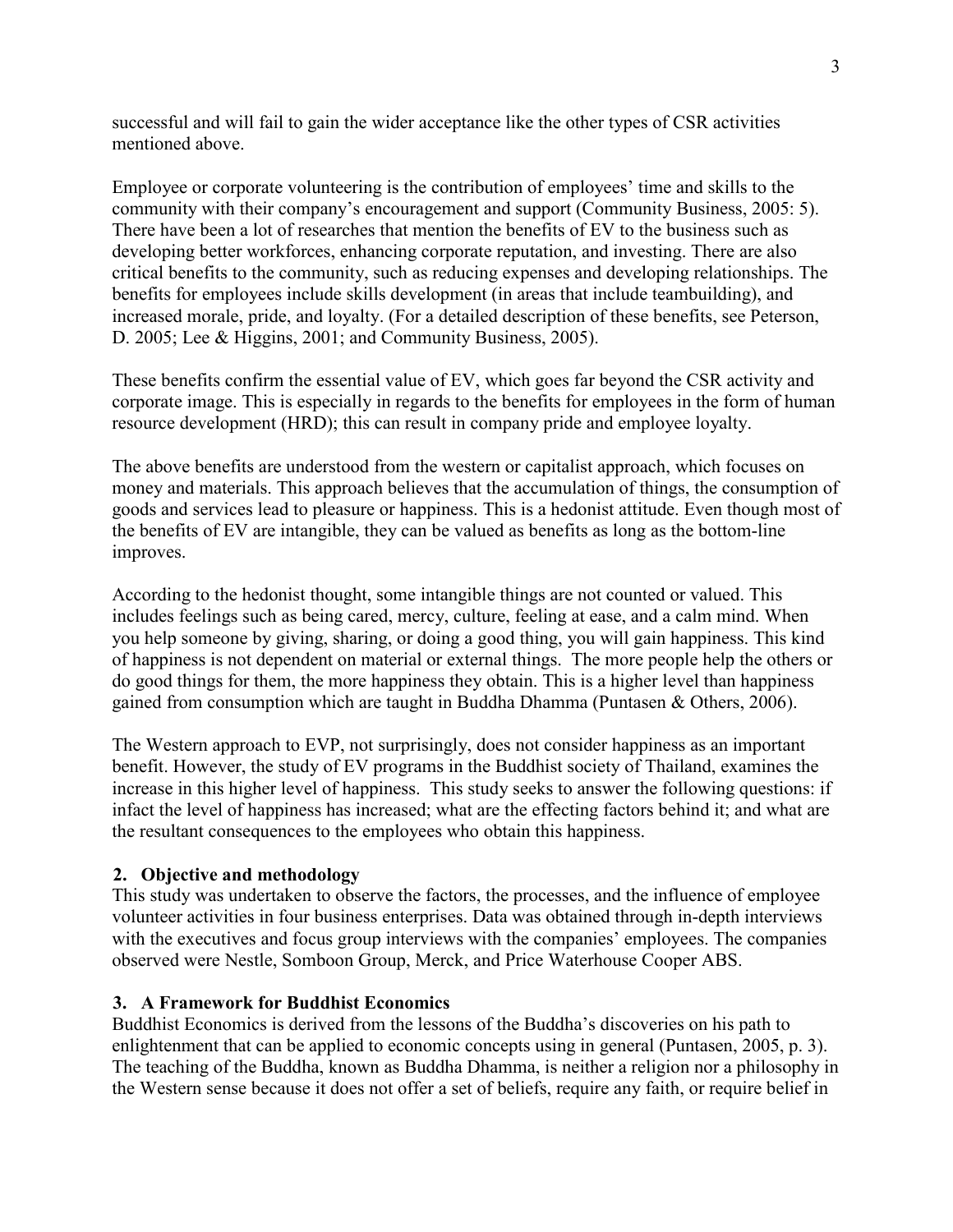successful and will fail to gain the wider acceptance like the other types of CSR activities mentioned above.

Employee or corporate volunteering is the contribution of employees' time and skills to the community with their company's encouragement and support (Community Business, 2005: 5). There have been a lot of researches that mention the benefits of EV to the business such as developing better workforces, enhancing corporate reputation, and investing. There are also critical benefits to the community, such as reducing expenses and developing relationships. The benefits for employees include skills development (in areas that include teambuilding), and increased morale, pride, and loyalty. (For a detailed description of these benefits, see Peterson, D. 2005; Lee & Higgins, 2001; and Community Business, 2005).

These benefits confirm the essential value of EV, which goes far beyond the CSR activity and corporate image. This is especially in regards to the benefits for employees in the form of human resource development (HRD); this can result in company pride and employee loyalty.

The above benefits are understood from the western or capitalist approach, which focuses on money and materials. This approach believes that the accumulation of things, the consumption of goods and services lead to pleasure or happiness. This is a hedonist attitude. Even though most of the benefits of EV are intangible, they can be valued as benefits as long as the bottom-line improves.

According to the hedonist thought, some intangible things are not counted or valued. This includes feelings such as being cared, mercy, culture, feeling at ease, and a calm mind. When you help someone by giving, sharing, or doing a good thing, you will gain happiness. This kind of happiness is not dependent on material or external things. The more people help the others or do good things for them, the more happiness they obtain. This is a higher level than happiness gained from consumption which are taught in Buddha Dhamma (Puntasen & Others, 2006).

The Western approach to EVP, not surprisingly, does not consider happiness as an important benefit. However, the study of EV programs in the Buddhist society of Thailand, examines the increase in this higher level of happiness. This study seeks to answer the following questions: if infact the level of happiness has increased; what are the effecting factors behind it; and what are the resultant consequences to the employees who obtain this happiness.

## 2. Objective and methodology

This study was undertaken to observe the factors, the processes, and the influence of employee volunteer activities in four business enterprises. Data was obtained through in-depth interviews with the executives and focus group interviews with the companies' employees. The companies observed were Nestle, Somboon Group, Merck, and Price Waterhouse Cooper ABS.

## 3. A Framework for Buddhist Economics

Buddhist Economics is derived from the lessons of the Buddha's discoveries on his path to enlightenment that can be applied to economic concepts using in general (Puntasen, 2005, p. 3). The teaching of the Buddha, known as Buddha Dhamma, is neither a religion nor a philosophy in the Western sense because it does not offer a set of beliefs, require any faith, or require belief in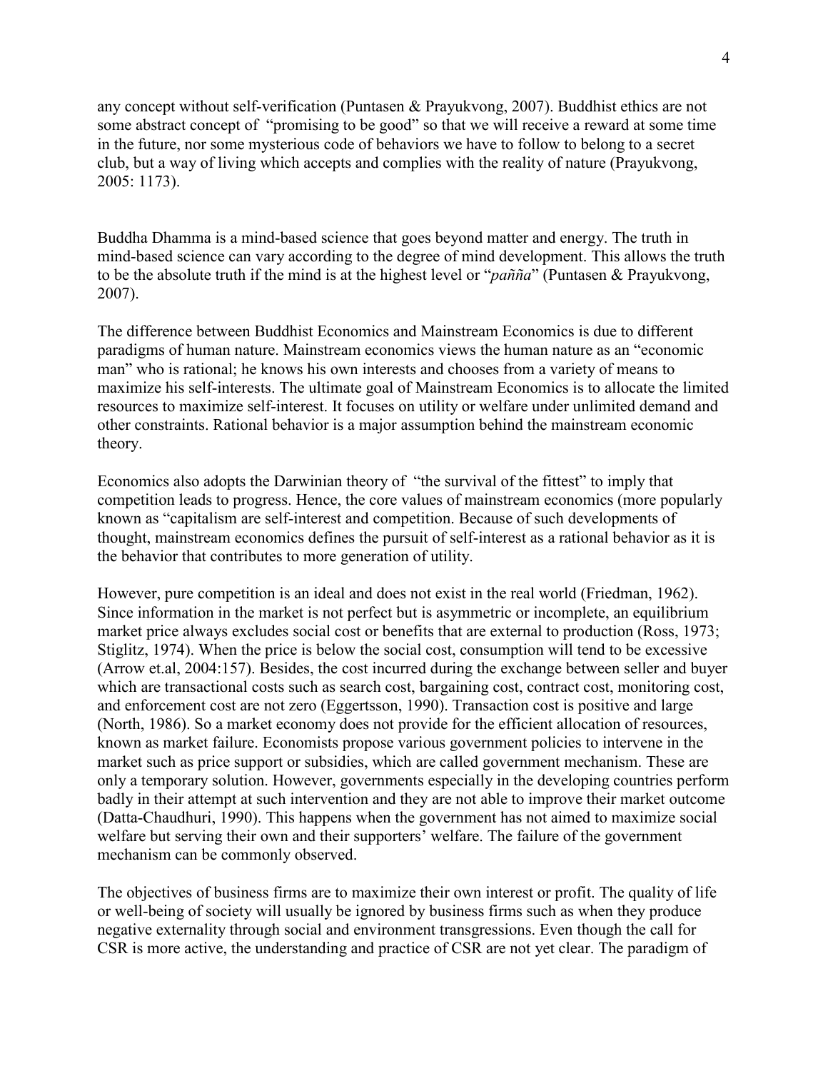any concept without self-verification (Puntasen & Prayukvong, 2007). Buddhist ethics are not some abstract concept of "promising to be good" so that we will receive a reward at some time in the future, nor some mysterious code of behaviors we have to follow to belong to a secret club, but a way of living which accepts and complies with the reality of nature (Prayukvong, 2005: 1173).

Buddha Dhamma is a mind-based science that goes beyond matter and energy. The truth in mind-based science can vary according to the degree of mind development. This allows the truth to be the absolute truth if the mind is at the highest level or "*pañña*" (Puntasen & Prayukvong, 2007).

The difference between Buddhist Economics and Mainstream Economics is due to different paradigms of human nature. Mainstream economics views the human nature as an "economic man" who is rational; he knows his own interests and chooses from a variety of means to maximize his self-interests. The ultimate goal of Mainstream Economics is to allocate the limited resources to maximize self-interest. It focuses on utility or welfare under unlimited demand and other constraints. Rational behavior is a major assumption behind the mainstream economic theory.

Economics also adopts the Darwinian theory of "the survival of the fittest" to imply that competition leads to progress. Hence, the core values of mainstream economics (more popularly known as "capitalism are self-interest and competition. Because of such developments of thought, mainstream economics defines the pursuit of self-interest as a rational behavior as it is the behavior that contributes to more generation of utility.

However, pure competition is an ideal and does not exist in the real world (Friedman, 1962). Since information in the market is not perfect but is asymmetric or incomplete, an equilibrium market price always excludes social cost or benefits that are external to production (Ross, 1973; Stiglitz, 1974). When the price is below the social cost, consumption will tend to be excessive (Arrow et.al, 2004:157). Besides, the cost incurred during the exchange between seller and buyer which are transactional costs such as search cost, bargaining cost, contract cost, monitoring cost, and enforcement cost are not zero (Eggertsson, 1990). Transaction cost is positive and large (North, 1986). So a market economy does not provide for the efficient allocation of resources, known as market failure. Economists propose various government policies to intervene in the market such as price support or subsidies, which are called government mechanism. These are only a temporary solution. However, governments especially in the developing countries perform badly in their attempt at such intervention and they are not able to improve their market outcome (Datta-Chaudhuri, 1990). This happens when the government has not aimed to maximize social welfare but serving their own and their supporters' welfare. The failure of the government mechanism can be commonly observed.

The objectives of business firms are to maximize their own interest or profit. The quality of life or well-being of society will usually be ignored by business firms such as when they produce negative externality through social and environment transgressions. Even though the call for CSR is more active, the understanding and practice of CSR are not yet clear. The paradigm of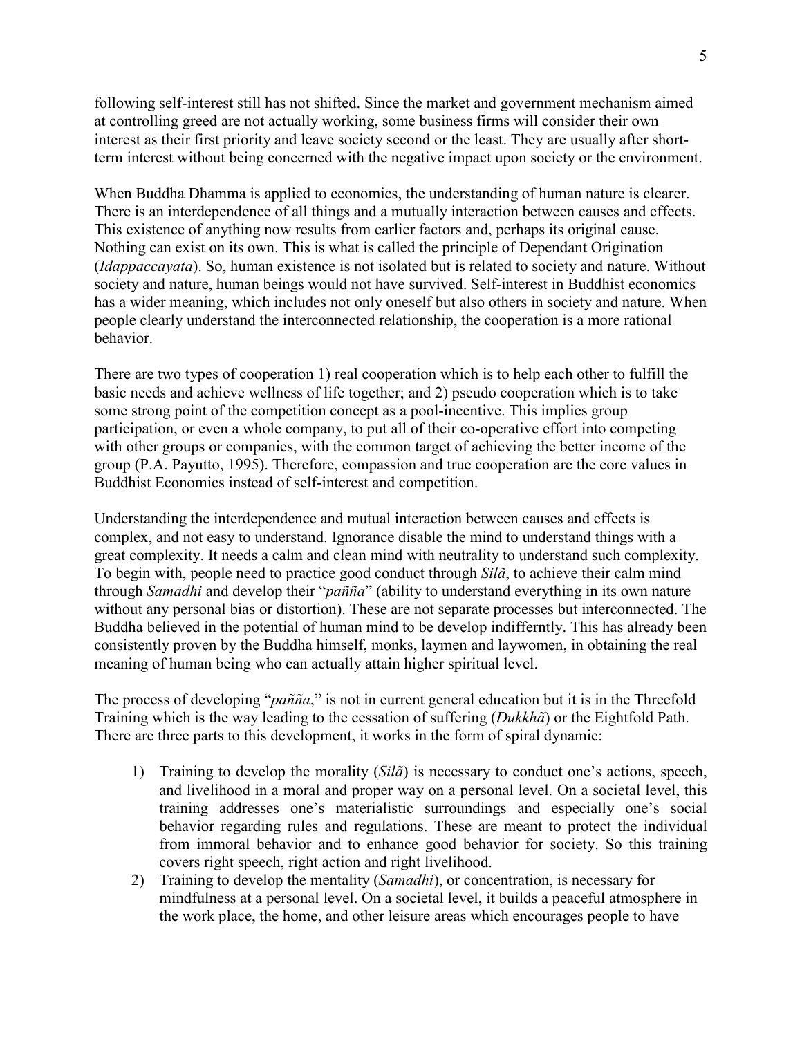following self-interest still has not shifted. Since the market and government mechanism aimed at controlling greed are not actually working, some business firms will consider their own interest as their first priority and leave society second or the least. They are usually after short-term interest without being concerned with the negative impact upon society or the environment.

When Buddha Dhamma is applied to economics, the understanding of human nature is clearer. There is an interdependence of all things and a mutually interaction between causes and effects. This existence of anything now results from earlier factors and, perhaps its original cause. Nothing can exist on its own. This is what is called the principle of Dependant Origination (*Idappaccayata*). So, human existence is not isolated but is related to society and nature. Without society and nature, human beings would not have survived. Self-interest in Buddhist economics has a wider meaning, which includes not only oneself but also others in society and nature. When people clearly understand the interconnected relationship, the cooperation is a more rational behavior.

There are two types of cooperation 1) real cooperation which is to help each other to fulfill the basic needs and achieve wellness of life together; and 2) pseudo cooperation which is to take some strong point of the competition concept as a pool-incentive. This implies group participation, or even a whole company, to put all of their co-operative effort into competing with other groups or companies, with the common target of achieving the better income of the group (P.A. Payutto, 1995). Therefore, compassion and true cooperation are the core values in Buddhist Economics instead of self-interest and competition.

Understanding the interdependence and mutual interaction between causes and effects is complex, and not easy to understand. Ignorance disable the mind to understand things with a great complexity. It needs a calm and clean mind with neutrality to understand such complexity. To begin with, people need to practice good conduct through *Silã*, to achieve their calm mind through *Samadhi* and develop their "*paññа*" (ability to understand everything in its own nature without any personal bias or distortion). These are not separate processes but interconnected. The Buddha believed in the potential of human mind to be develop indifferntly. This has already been consistently proven by the Buddha himself, monks, laymen and laywomen, in obtaining the real meaning of human being who can actually attain higher spiritual level.

The process of developing "*paññа*," is not in current general education but it is in the Threefold Training which is the way leading to the cessation of suffering (*Dukkhã*) or the Eightfold Path. There are three parts to this development, it works in the form of spiral dynamic:

1) Training to develop the morality (*Silã*) is necessary to conduct one's actions, speech, and livelihood in a moral and proper way on a personal level. On a societal level, this training addresses one's materialistic surroundings and especially one's social behavior regarding rules and regulations. These are meant to protect the individual from immoral behavior and to enhance good behavior for society. So this training covers right speech, right action and right livelihood.
2) Training to develop the mentality (*Samadhi*), or concentration, is necessary for mindfulness at a personal level. On a societal level, it builds a peaceful atmosphere in the work place, the home, and other leisure areas which encourages people to have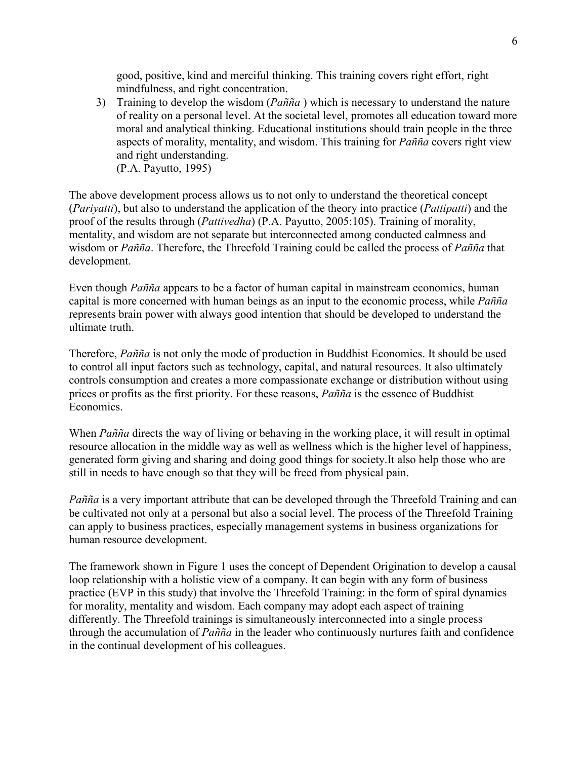good, positive, kind and merciful thinking. This training covers right effort, right mindfulness, and right concentration.

3) Training to develop the wisdom (*Pañña* ) which is necessary to understand the nature of reality on a personal level. At the societal level, promotes all education toward more moral and analytical thinking. Educational institutions should train people in the three aspects of morality, mentality, and wisdom. This training for *Pañña* covers right view and right understanding.
(P.A. Payutto, 1995)

The above development process allows us to not only to understand the theoretical concept (*Pariyatti*), but also to understand the application of the theory into practice (*Pattipatti*) and the proof of the results through (*Pattivedha*) (P.A. Payutto, 2005:105). Training of morality, mentality, and wisdom are not separate but interconnected among conducted calmness and wisdom or *Pañña*. Therefore, the Threefold Training could be called the process of *Pañña* that development.

Even though *Pañña* appears to be a factor of human capital in mainstream economics, human capital is more concerned with human beings as an input to the economic process, while *Pañña* represents brain power with always good intention that should be developed to understand the ultimate truth.

Therefore, *Pañña* is not only the mode of production in Buddhist Economics. It should be used to control all input factors such as technology, capital, and natural resources. It also ultimately controls consumption and creates a more compassionate exchange or distribution without using prices or profits as the first priority. For these reasons, *Pañña* is the essence of Buddhist Economics.

When *Pañña* directs the way of living or behaving in the working place, it will result in optimal resource allocation in the middle way as well as wellness which is the higher level of happiness, generated form giving and sharing and doing good things for society.It also help those who are still in needs to have enough so that they will be freed from physical pain.

*Pañña* is a very important attribute that can be developed through the Threefold Training and can be cultivated not only at a personal but also a social level. The process of the Threefold Training can apply to business practices, especially management systems in business organizations for human resource development.

The framework shown in Figure 1 uses the concept of Dependent Origination to develop a causal loop relationship with a holistic view of a company. It can begin with any form of business practice (EVP in this study) that involve the Threefold Training: in the form of spiral dynamics for morality, mentality and wisdom. Each company may adopt each aspect of training differently. The Threefold trainings is simultaneously interconnected into a single process through the accumulation of *Pañña* in the leader who continuously nurtures faith and confidence in the continual development of his colleagues.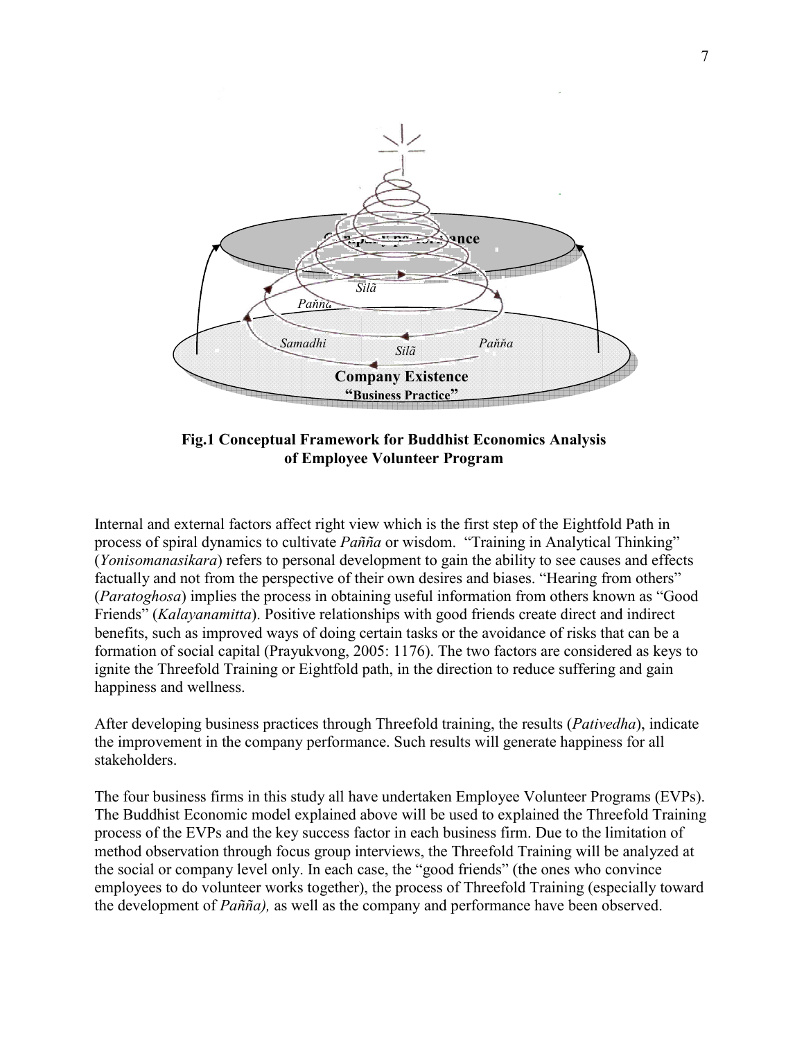Samadhi Silã Pañña

Silã

Pañña

Company Existence
"Business Practice"

Company performance

**Fig.1 Conceptual Framework for Buddhist Economics Analysis of Employee Volunteer Program**

Internal and external factors affect right view which is the first step of the Eightfold Path in process of spiral dynamics to cultivate *Pañña* or wisdom. "Training in Analytical Thinking" (*Yonisomanasikara*) refers to personal development to gain the ability to see causes and effects factually and not from the perspective of their own desires and biases. "Hearing from others" (*Paratoghosa*) implies the process in obtaining useful information from others known as "Good Friends" (*Kalayanamitta*). Positive relationships with good friends create direct and indirect benefits, such as improved ways of doing certain tasks or the avoidance of risks that can be a formation of social capital (Prayukvong, 2005: 1176). The two factors are considered as keys to ignite the Threefold Training or Eightfold path, in the direction to reduce suffering and gain happiness and wellness.

After developing business practices through Threefold training, the results (*Pativedha*), indicate the improvement in the company performance. Such results will generate happiness for all stakeholders.

The four business firms in this study all have undertaken Employee Volunteer Programs (EVPs). The Buddhist Economic model explained above will be used to explained the Threefold Training process of the EVPs and the key success factor in each business firm. Due to the limitation of method observation through focus group interviews, the Threefold Training will be analyzed at the social or company level only. In each case, the "good friends" (the ones who convince employees to do volunteer works together), the process of Threefold Training (especially toward the development of *Pañña),* as well as the company and performance have been observed.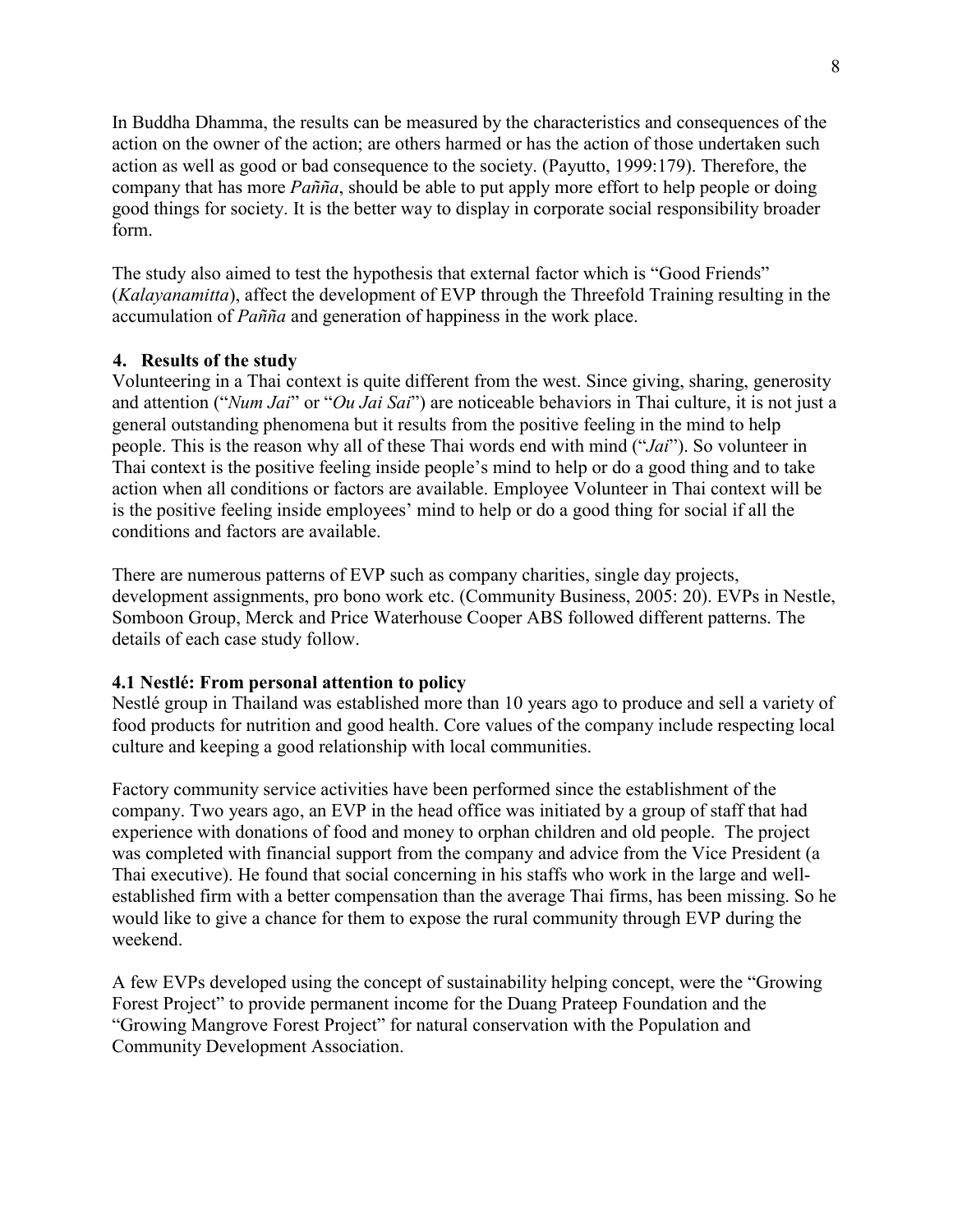In Buddha Dhamma, the results can be measured by the characteristics and consequences of the action on the owner of the action; are others harmed or has the action of those undertaken such action as well as good or bad consequence to the society. (Payutto, 1999:179). Therefore, the company that has more *Pañña*, should be able to put apply more effort to help people or doing good things for society. It is the better way to display in corporate social responsibility broader form.

The study also aimed to test the hypothesis that external factor which is "Good Friends" (*Kalayanamitta*), affect the development of EVP through the Threefold Training resulting in the accumulation of *Pañña* and generation of happiness in the work place.

## 4. Results of the study

Volunteering in a Thai context is quite different from the west. Since giving, sharing, generosity and attention ("*Num Jai*" or "*Ou Jai Sai*") are noticeable behaviors in Thai culture, it is not just a general outstanding phenomena but it results from the positive feeling in the mind to help people. This is the reason why all of these Thai words end with mind ("*Jai*"). So volunteer in Thai context is the positive feeling inside people's mind to help or do a good thing and to take action when all conditions or factors are available. Employee Volunteer in Thai context will be is the positive feeling inside employees' mind to help or do a good thing for social if all the conditions and factors are available.

There are numerous patterns of EVP such as company charities, single day projects, development assignments, pro bono work etc. (Community Business, 2005: 20). EVPs in Nestle, Somboon Group, Merck and Price Waterhouse Cooper ABS followed different patterns. The details of each case study follow.

### 4.1 Nestlé: From personal attention to policy

Nestlé group in Thailand was established more than 10 years ago to produce and sell a variety of food products for nutrition and good health. Core values of the company include respecting local culture and keeping a good relationship with local communities.

Factory community service activities have been performed since the establishment of the company. Two years ago, an EVP in the head office was initiated by a group of staff that had experience with donations of food and money to orphan children and old people. The project was completed with financial support from the company and advice from the Vice President (a Thai executive). He found that social concerning in his staffs who work in the large and well-established firm with a better compensation than the average Thai firms, has been missing. So he would like to give a chance for them to expose the rural community through EVP during the weekend.

A few EVPs developed using the concept of sustainability helping concept, were the "Growing Forest Project" to provide permanent income for the Duang Prateep Foundation and the "Growing Mangrove Forest Project" for natural conservation with the Population and Community Development Association.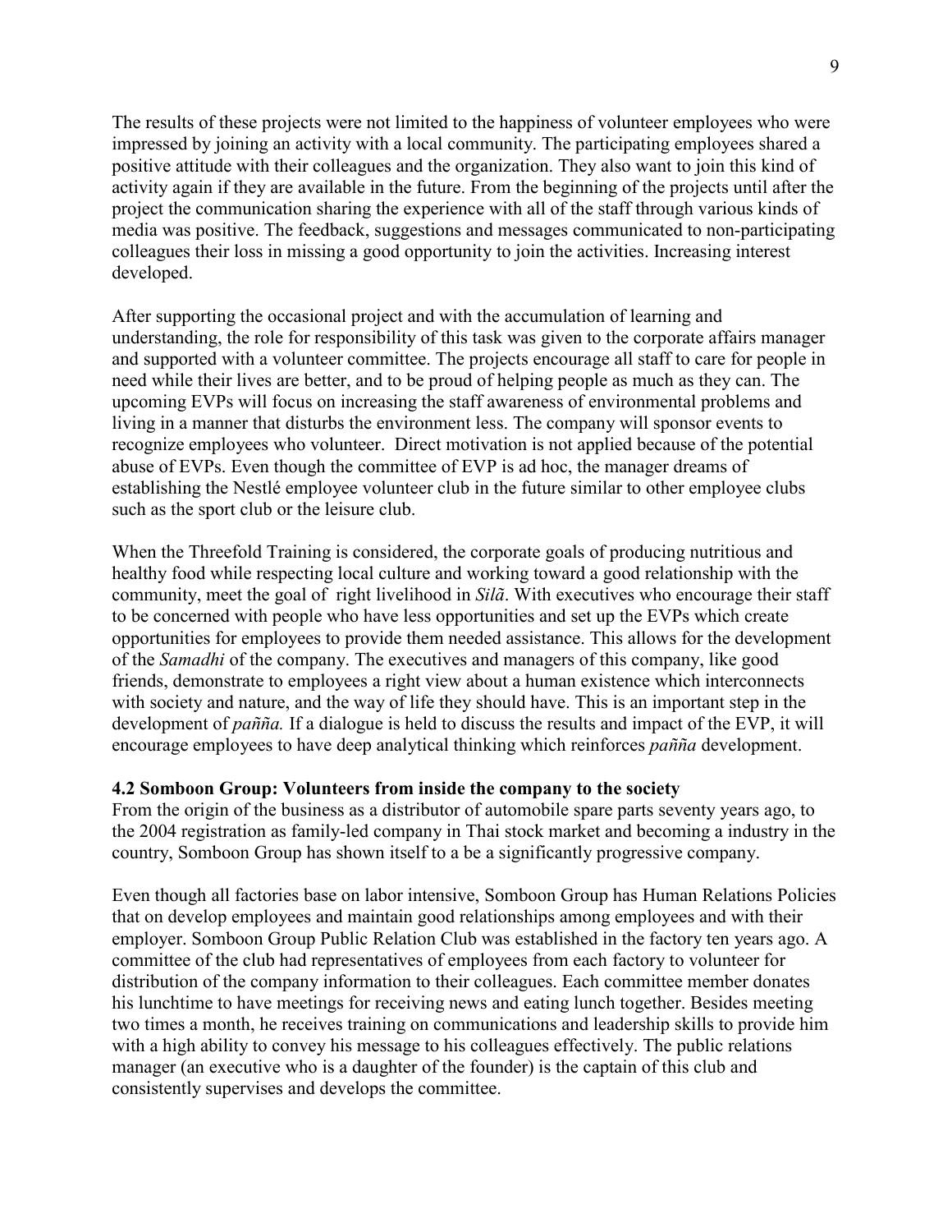The results of these projects were not limited to the happiness of volunteer employees who were impressed by joining an activity with a local community. The participating employees shared a positive attitude with their colleagues and the organization. They also want to join this kind of activity again if they are available in the future. From the beginning of the projects until after the project the communication sharing the experience with all of the staff through various kinds of media was positive. The feedback, suggestions and messages communicated to non-participating colleagues their loss in missing a good opportunity to join the activities. Increasing interest developed.

After supporting the occasional project and with the accumulation of learning and understanding, the role for responsibility of this task was given to the corporate affairs manager and supported with a volunteer committee. The projects encourage all staff to care for people in need while their lives are better, and to be proud of helping people as much as they can. The upcoming EVPs will focus on increasing the staff awareness of environmental problems and living in a manner that disturbs the environment less. The company will sponsor events to recognize employees who volunteer. Direct motivation is not applied because of the potential abuse of EVPs. Even though the committee of EVP is ad hoc, the manager dreams of establishing the Nestlé employee volunteer club in the future similar to other employee clubs such as the sport club or the leisure club.

When the Threefold Training is considered, the corporate goals of producing nutritious and healthy food while respecting local culture and working toward a good relationship with the community, meet the goal of right livelihood in *Silã*. With executives who encourage their staff to be concerned with people who have less opportunities and set up the EVPs which create opportunities for employees to provide them needed assistance. This allows for the development of the *Samadhi* of the company. The executives and managers of this company, like good friends, demonstrate to employees a right view about a human existence which interconnects with society and nature, and the way of life they should have. This is an important step in the development of *paññaฺ.* If a dialogue is held to discuss the results and impact of the EVP, it will encourage employees to have deep analytical thinking which reinforces *pañña* development.

### 4.2 Somboon Group: Volunteers from inside the company to the society

From the origin of the business as a distributor of automobile spare parts seventy years ago, to the 2004 registration as family-led company in Thai stock market and becoming a industry in the country, Somboon Group has shown itself to a be a significantly progressive company.

Even though all factories base on labor intensive, Somboon Group has Human Relations Policies that on develop employees and maintain good relationships among employees and with their employer. Somboon Group Public Relation Club was established in the factory ten years ago. A committee of the club had representatives of employees from each factory to volunteer for distribution of the company information to their colleagues. Each committee member donates his lunchtime to have meetings for receiving news and eating lunch together. Besides meeting two times a month, he receives training on communications and leadership skills to provide him with a high ability to convey his message to his colleagues effectively. The public relations manager (an executive who is a daughter of the founder) is the captain of this club and consistently supervises and develops the committee.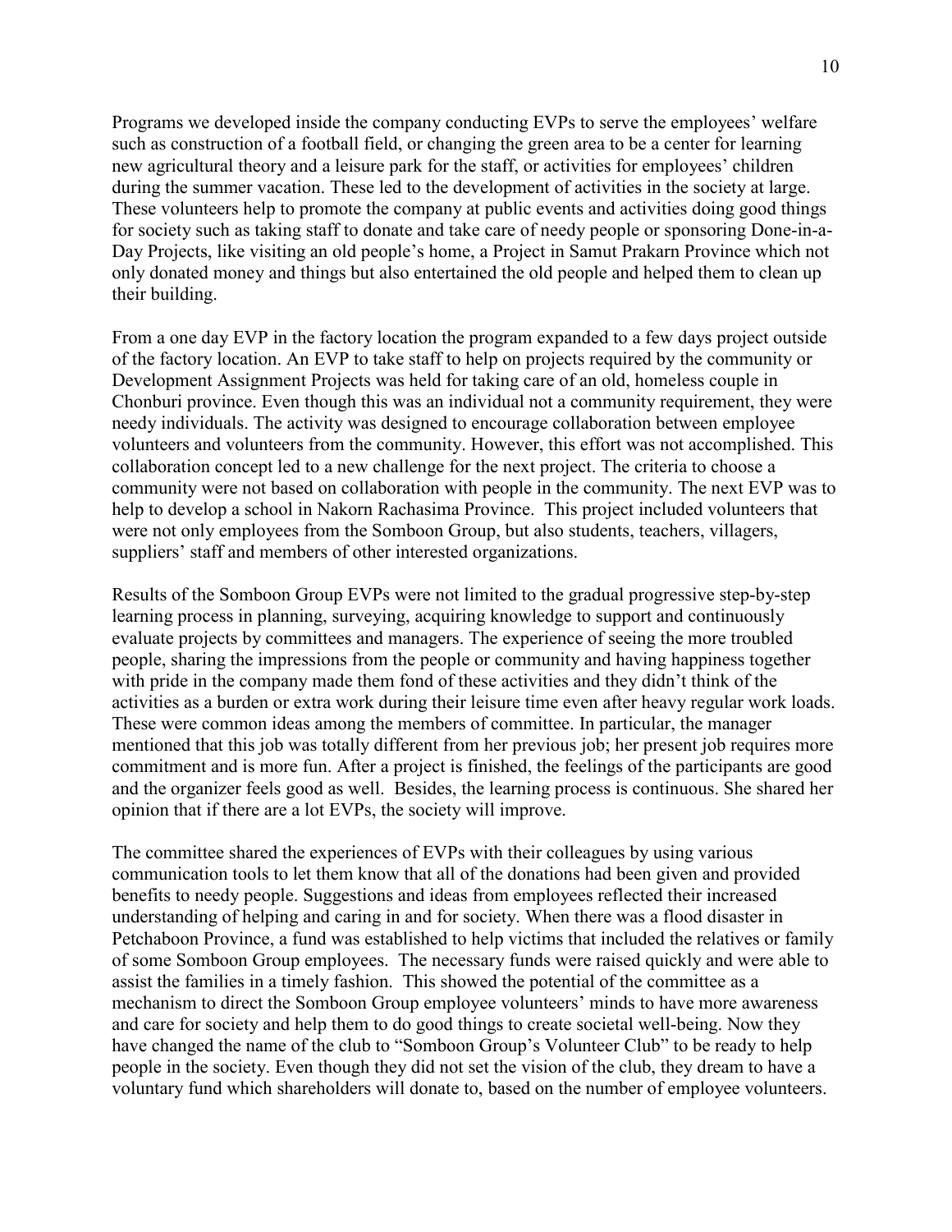Programs we developed inside the company conducting EVPs to serve the employees' welfare such as construction of a football field, or changing the green area to be a center for learning new agricultural theory and a leisure park for the staff, or activities for employees' children during the summer vacation. These led to the development of activities in the society at large. These volunteers help to promote the company at public events and activities doing good things for society such as taking staff to donate and take care of needy people or sponsoring Done-in-a-Day Projects, like visiting an old people's home, a Project in Samut Prakarn Province which not only donated money and things but also entertained the old people and helped them to clean up their building.

From a one day EVP in the factory location the program expanded to a few days project outside of the factory location. An EVP to take staff to help on projects required by the community or Development Assignment Projects was held for taking care of an old, homeless couple in Chonburi province. Even though this was an individual not a community requirement, they were needy individuals. The activity was designed to encourage collaboration between employee volunteers and volunteers from the community. However, this effort was not accomplished. This collaboration concept led to a new challenge for the next project. The criteria to choose a community were not based on collaboration with people in the community. The next EVP was to help to develop a school in Nakorn Rachasima Province. This project included volunteers that were not only employees from the Somboon Group, but also students, teachers, villagers, suppliers' staff and members of other interested organizations.

Results of the Somboon Group EVPs were not limited to the gradual progressive step-by-step learning process in planning, surveying, acquiring knowledge to support and continuously evaluate projects by committees and managers. The experience of seeing the more troubled people, sharing the impressions from the people or community and having happiness together with pride in the company made them fond of these activities and they didn't think of the activities as a burden or extra work during their leisure time even after heavy regular work loads. These were common ideas among the members of committee. In particular, the manager mentioned that this job was totally different from her previous job; her present job requires more commitment and is more fun. After a project is finished, the feelings of the participants are good and the organizer feels good as well. Besides, the learning process is continuous. She shared her opinion that if there are a lot EVPs, the society will improve.

The committee shared the experiences of EVPs with their colleagues by using various communication tools to let them know that all of the donations had been given and provided benefits to needy people. Suggestions and ideas from employees reflected their increased understanding of helping and caring in and for society. When there was a flood disaster in Petchaboon Province, a fund was established to help victims that included the relatives or family of some Somboon Group employees. The necessary funds were raised quickly and were able to assist the families in a timely fashion. This showed the potential of the committee as a mechanism to direct the Somboon Group employee volunteers' minds to have more awareness and care for society and help them to do good things to create societal well-being. Now they have changed the name of the club to "Somboon Group's Volunteer Club" to be ready to help people in the society. Even though they did not set the vision of the club, they dream to have a voluntary fund which shareholders will donate to, based on the number of employee volunteers.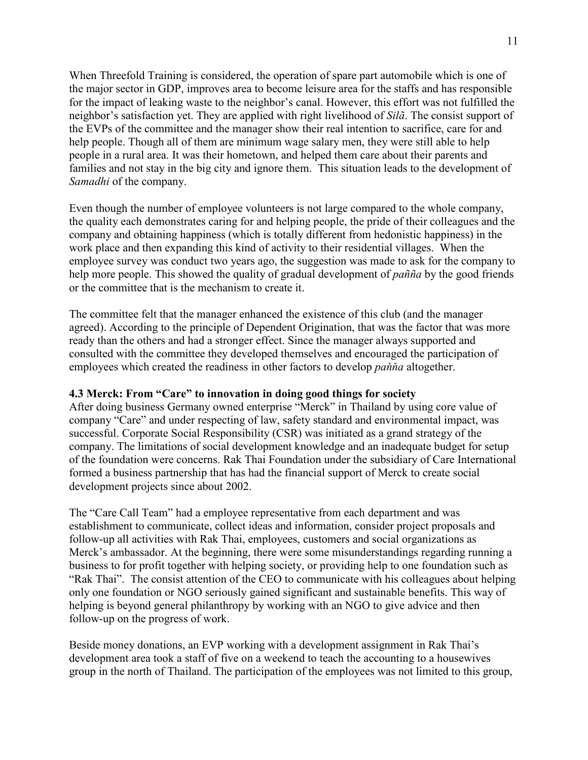When Threefold Training is considered, the operation of spare part automobile which is one of the major sector in GDP, improves area to become leisure area for the staffs and has responsible for the impact of leaking waste to the neighbor's canal. However, this effort was not fulfilled the neighbor's satisfaction yet. They are applied with right livelihood of *Silã*. The consist support of the EVPs of the committee and the manager show their real intention to sacrifice, care for and help people. Though all of them are minimum wage salary men, they were still able to help people in a rural area. It was their hometown, and helped them care about their parents and families and not stay in the big city and ignore them. This situation leads to the development of *Samadhi* of the company.

Even though the number of employee volunteers is not large compared to the whole company, the quality each demonstrates caring for and helping people, the pride of their colleagues and the company and obtaining happiness (which is totally different from hedonistic happiness) in the work place and then expanding this kind of activity to their residential villages. When the employee survey was conduct two years ago, the suggestion was made to ask for the company to help more people. This showed the quality of gradual development of *paññа* by the good friends or the committee that is the mechanism to create it.

The committee felt that the manager enhanced the existence of this club (and the manager agreed). According to the principle of Dependent Origination, that was the factor that was more ready than the others and had a stronger effect. Since the manager always supported and consulted with the committee they developed themselves and encouraged the participation of employees which created the readiness in other factors to develop *paňňa* altogether.

### 4.3 Merck: From "Care" to innovation in doing good things for society

After doing business Germany owned enterprise "Merck" in Thailand by using core value of company "Care" and under respecting of law, safety standard and environmental impact, was successful. Corporate Social Responsibility (CSR) was initiated as a grand strategy of the company. The limitations of social development knowledge and an inadequate budget for setup of the foundation were concerns. Rak Thai Foundation under the subsidiary of Care International formed a business partnership that has had the financial support of Merck to create social development projects since about 2002.

The "Care Call Team" had a employee representative from each department and was establishment to communicate, collect ideas and information, consider project proposals and follow-up all activities with Rak Thai, employees, customers and social organizations as Merck's ambassador. At the beginning, there were some misunderstandings regarding running a business to for profit together with helping society, or providing help to one foundation such as "Rak Thai". The consist attention of the CEO to communicate with his colleagues about helping only one foundation or NGO seriously gained significant and sustainable benefits. This way of helping is beyond general philanthropy by working with an NGO to give advice and then follow-up on the progress of work.

Beside money donations, an EVP working with a development assignment in Rak Thai's development area took a staff of five on a weekend to teach the accounting to a housewives group in the north of Thailand. The participation of the employees was not limited to this group,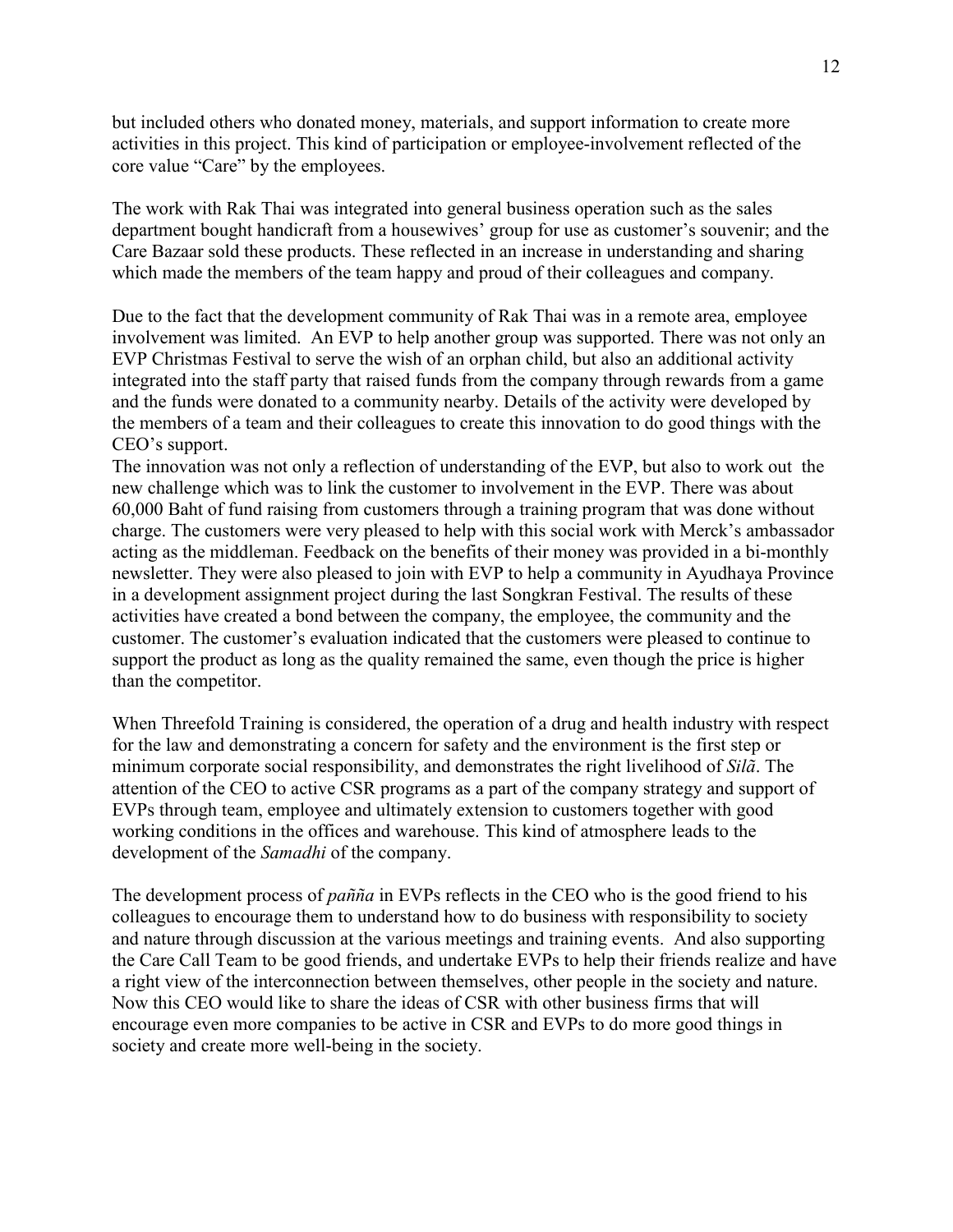but included others who donated money, materials, and support information to create more activities in this project. This kind of participation or employee-involvement reflected of the core value "Care" by the employees.

The work with Rak Thai was integrated into general business operation such as the sales department bought handicraft from a housewives' group for use as customer's souvenir; and the Care Bazaar sold these products. These reflected in an increase in understanding and sharing which made the members of the team happy and proud of their colleagues and company.

Due to the fact that the development community of Rak Thai was in a remote area, employee involvement was limited. An EVP to help another group was supported. There was not only an EVP Christmas Festival to serve the wish of an orphan child, but also an additional activity integrated into the staff party that raised funds from the company through rewards from a game and the funds were donated to a community nearby. Details of the activity were developed by the members of a team and their colleagues to create this innovation to do good things with the CEO's support.

The innovation was not only a reflection of understanding of the EVP, but also to work out the new challenge which was to link the customer to involvement in the EVP. There was about 60,000 Baht of fund raising from customers through a training program that was done without charge. The customers were very pleased to help with this social work with Merck's ambassador acting as the middleman. Feedback on the benefits of their money was provided in a bi-monthly newsletter. They were also pleased to join with EVP to help a community in Ayudhaya Province in a development assignment project during the last Songkran Festival. The results of these activities have created a bond between the company, the employee, the community and the customer. The customer's evaluation indicated that the customers were pleased to continue to support the product as long as the quality remained the same, even though the price is higher than the competitor.

When Threefold Training is considered, the operation of a drug and health industry with respect for the law and demonstrating a concern for safety and the environment is the first step or minimum corporate social responsibility, and demonstrates the right livelihood of *Silã*. The attention of the CEO to active CSR programs as a part of the company strategy and support of EVPs through team, employee and ultimately extension to customers together with good working conditions in the offices and warehouse. This kind of atmosphere leads to the development of the *Samadhi* of the company.

The development process of *paññа* in EVPs reflects in the CEO who is the good friend to his colleagues to encourage them to understand how to do business with responsibility to society and nature through discussion at the various meetings and training events. And also supporting the Care Call Team to be good friends, and undertake EVPs to help their friends realize and have a right view of the interconnection between themselves, other people in the society and nature. Now this CEO would like to share the ideas of CSR with other business firms that will encourage even more companies to be active in CSR and EVPs to do more good things in society and create more well-being in the society.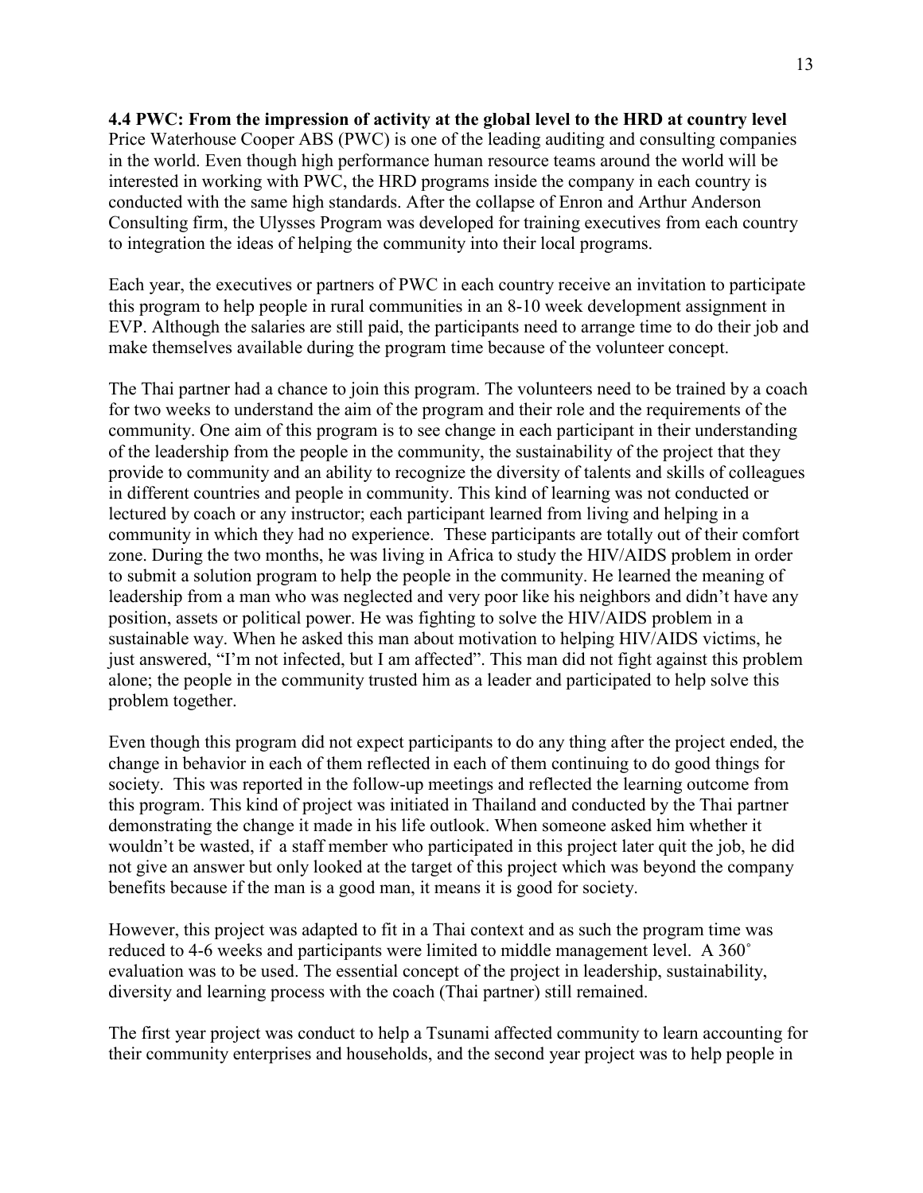**4.4 PWC: From the impression of activity at the global level to the HRD at country level**
Price Waterhouse Cooper ABS (PWC) is one of the leading auditing and consulting companies in the world. Even though high performance human resource teams around the world will be interested in working with PWC, the HRD programs inside the company in each country is conducted with the same high standards. After the collapse of Enron and Arthur Anderson Consulting firm, the Ulysses Program was developed for training executives from each country to integration the ideas of helping the community into their local programs.

Each year, the executives or partners of PWC in each country receive an invitation to participate this program to help people in rural communities in an 8-10 week development assignment in EVP. Although the salaries are still paid, the participants need to arrange time to do their job and make themselves available during the program time because of the volunteer concept.

The Thai partner had a chance to join this program. The volunteers need to be trained by a coach for two weeks to understand the aim of the program and their role and the requirements of the community. One aim of this program is to see change in each participant in their understanding of the leadership from the people in the community, the sustainability of the project that they provide to community and an ability to recognize the diversity of talents and skills of colleagues in different countries and people in community. This kind of learning was not conducted or lectured by coach or any instructor; each participant learned from living and helping in a community in which they had no experience. These participants are totally out of their comfort zone. During the two months, he was living in Africa to study the HIV/AIDS problem in order to submit a solution program to help the people in the community. He learned the meaning of leadership from a man who was neglected and very poor like his neighbors and didn't have any position, assets or political power. He was fighting to solve the HIV/AIDS problem in a sustainable way. When he asked this man about motivation to helping HIV/AIDS victims, he just answered, "I'm not infected, but I am affected". This man did not fight against this problem alone; the people in the community trusted him as a leader and participated to help solve this problem together.

Even though this program did not expect participants to do any thing after the project ended, the change in behavior in each of them reflected in each of them continuing to do good things for society. This was reported in the follow-up meetings and reflected the learning outcome from this program. This kind of project was initiated in Thailand and conducted by the Thai partner demonstrating the change it made in his life outlook. When someone asked him whether it wouldn't be wasted, if a staff member who participated in this project later quit the job, he did not give an answer but only looked at the target of this project which was beyond the company benefits because if the man is a good man, it means it is good for society.

However, this project was adapted to fit in a Thai context and as such the program time was reduced to 4-6 weeks and participants were limited to middle management level. A 360˚ evaluation was to be used. The essential concept of the project in leadership, sustainability, diversity and learning process with the coach (Thai partner) still remained.

The first year project was conduct to help a Tsunami affected community to learn accounting for their community enterprises and households, and the second year project was to help people in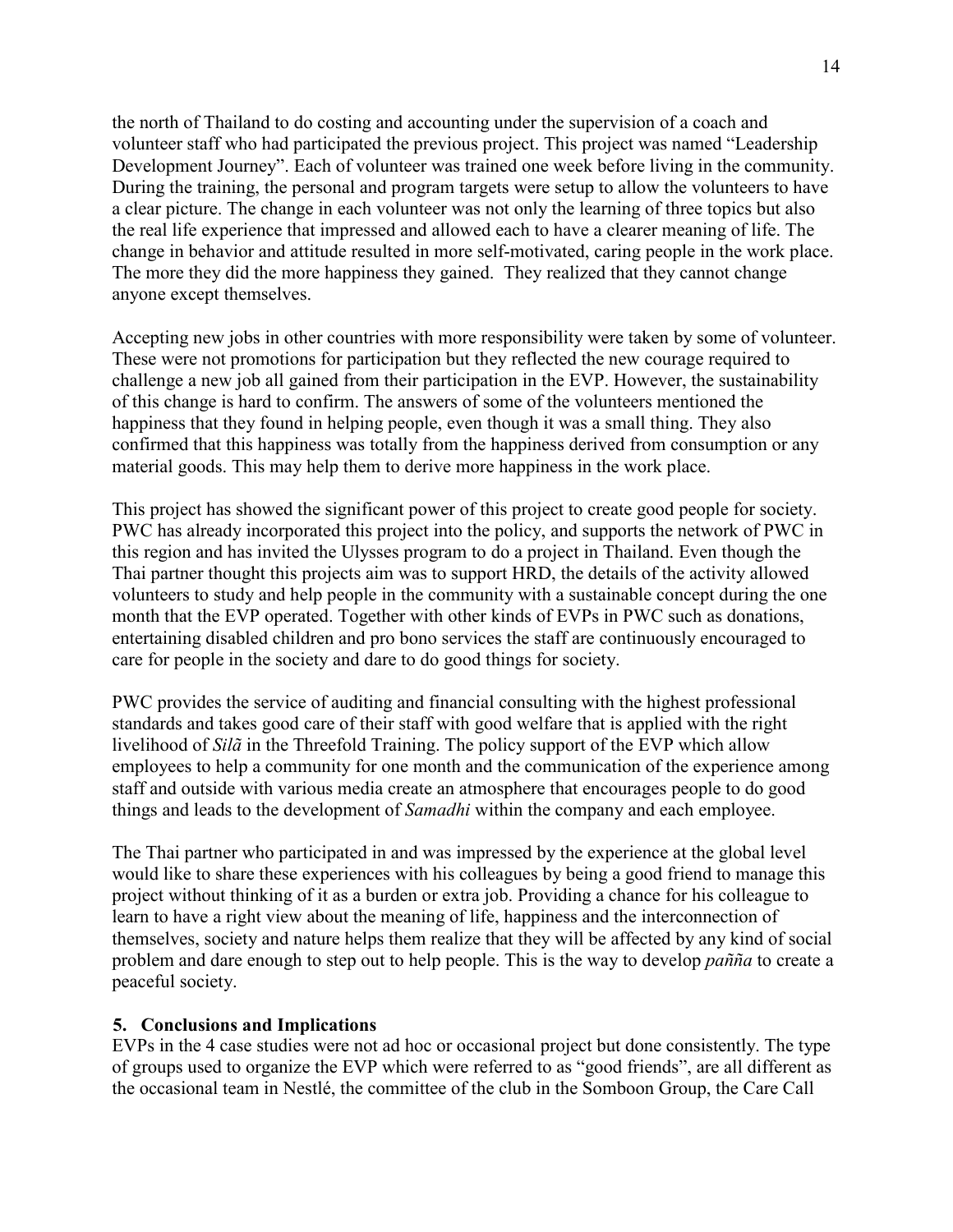the north of Thailand to do costing and accounting under the supervision of a coach and volunteer staff who had participated the previous project. This project was named "Leadership Development Journey". Each of volunteer was trained one week before living in the community. During the training, the personal and program targets were setup to allow the volunteers to have a clear picture. The change in each volunteer was not only the learning of three topics but also the real life experience that impressed and allowed each to have a clearer meaning of life. The change in behavior and attitude resulted in more self-motivated, caring people in the work place. The more they did the more happiness they gained. They realized that they cannot change anyone except themselves.

Accepting new jobs in other countries with more responsibility were taken by some of volunteer. These were not promotions for participation but they reflected the new courage required to challenge a new job all gained from their participation in the EVP. However, the sustainability of this change is hard to confirm. The answers of some of the volunteers mentioned the happiness that they found in helping people, even though it was a small thing. They also confirmed that this happiness was totally from the happiness derived from consumption or any material goods. This may help them to derive more happiness in the work place.

This project has showed the significant power of this project to create good people for society. PWC has already incorporated this project into the policy, and supports the network of PWC in this region and has invited the Ulysses program to do a project in Thailand. Even though the Thai partner thought this projects aim was to support HRD, the details of the activity allowed volunteers to study and help people in the community with a sustainable concept during the one month that the EVP operated. Together with other kinds of EVPs in PWC such as donations, entertaining disabled children and pro bono services the staff are continuously encouraged to care for people in the society and dare to do good things for society.

PWC provides the service of auditing and financial consulting with the highest professional standards and takes good care of their staff with good welfare that is applied with the right livelihood of *Silã* in the Threefold Training. The policy support of the EVP which allow employees to help a community for one month and the communication of the experience among staff and outside with various media create an atmosphere that encourages people to do good things and leads to the development of *Samadhi* within the company and each employee.

The Thai partner who participated in and was impressed by the experience at the global level would like to share these experiences with his colleagues by being a good friend to manage this project without thinking of it as a burden or extra job. Providing a chance for his colleague to learn to have a right view about the meaning of life, happiness and the interconnection of themselves, society and nature helps them realize that they will be affected by any kind of social problem and dare enough to step out to help people. This is the way to develop *paññа* to create a peaceful society.

## 5. Conclusions and Implications

EVPs in the 4 case studies were not ad hoc or occasional project but done consistently. The type of groups used to organize the EVP which were referred to as "good friends", are all different as the occasional team in Nestlé, the committee of the club in the Somboon Group, the Care Call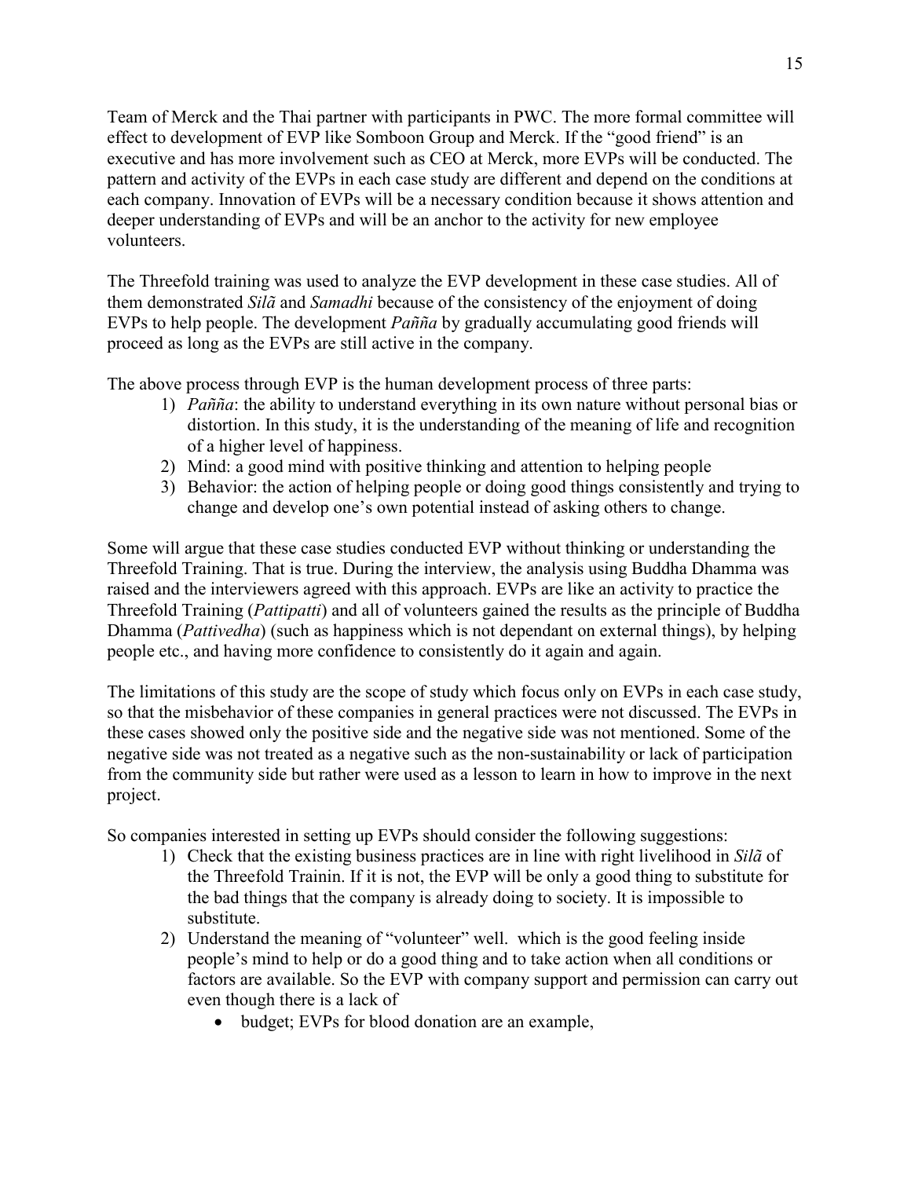Team of Merck and the Thai partner with participants in PWC. The more formal committee will effect to development of EVP like Somboon Group and Merck. If the "good friend" is an executive and has more involvement such as CEO at Merck, more EVPs will be conducted. The pattern and activity of the EVPs in each case study are different and depend on the conditions at each company. Innovation of EVPs will be a necessary condition because it shows attention and deeper understanding of EVPs and will be an anchor to the activity for new employee volunteers.

The Threefold training was used to analyze the EVP development in these case studies. All of them demonstrated *Silã* and *Samadhi* because of the consistency of the enjoyment of doing EVPs to help people. The development *Pañña* by gradually accumulating good friends will proceed as long as the EVPs are still active in the company.

The above process through EVP is the human development process of three parts:

1) *Pañña*: the ability to understand everything in its own nature without personal bias or distortion. In this study, it is the understanding of the meaning of life and recognition of a higher level of happiness.
2) Mind: a good mind with positive thinking and attention to helping people
3) Behavior: the action of helping people or doing good things consistently and trying to change and develop one's own potential instead of asking others to change.

Some will argue that these case studies conducted EVP without thinking or understanding the Threefold Training. That is true. During the interview, the analysis using Buddha Dhamma was raised and the interviewers agreed with this approach. EVPs are like an activity to practice the Threefold Training (*Pattipatti*) and all of volunteers gained the results as the principle of Buddha Dhamma (*Pattivedha*) (such as happiness which is not dependant on external things), by helping people etc., and having more confidence to consistently do it again and again.

The limitations of this study are the scope of study which focus only on EVPs in each case study, so that the misbehavior of these companies in general practices were not discussed. The EVPs in these cases showed only the positive side and the negative side was not mentioned. Some of the negative side was not treated as a negative such as the non-sustainability or lack of participation from the community side but rather were used as a lesson to learn in how to improve in the next project.

So companies interested in setting up EVPs should consider the following suggestions:

1) Check that the existing business practices are in line with right livelihood in *Silã* of the Threefold Trainin. If it is not, the EVP will be only a good thing to substitute for the bad things that the company is already doing to society. It is impossible to substitute.
2) Understand the meaning of "volunteer" well. which is the good feeling inside people's mind to help or do a good thing and to take action when all conditions or factors are available. So the EVP with company support and permission can carry out even though there is a lack of
    - budget; EVPs for blood donation are an example,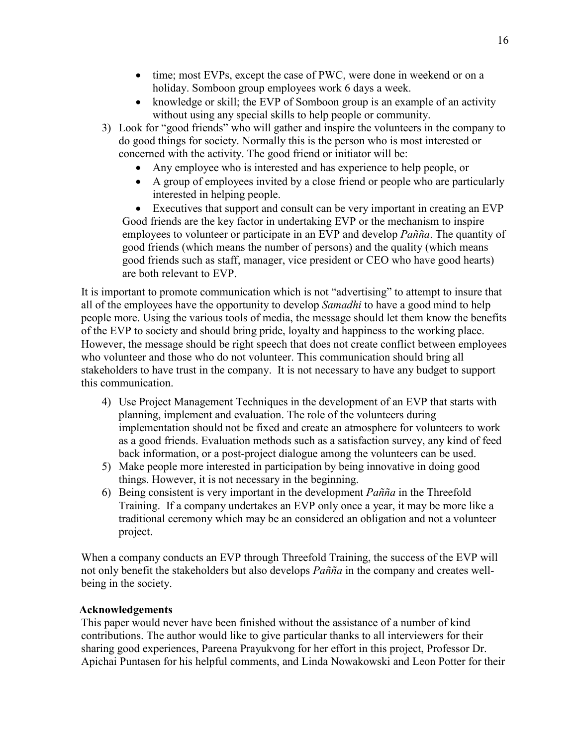- time; most EVPs, except the case of PWC, were done in weekend or on a holiday. Somboon group employees work 6 days a week.
- knowledge or skill; the EVP of Somboon group is an example of an activity without using any special skills to help people or community.

3) Look for "good friends" who will gather and inspire the volunteers in the company to do good things for society. Normally this is the person who is most interested or concerned with the activity. The good friend or initiator will be:
   - Any employee who is interested and has experience to help people, or
   - A group of employees invited by a close friend or people who are particularly interested in helping people.
   - Executives that support and consult can be very important in creating an EVP

   Good friends are the key factor in undertaking EVP or the mechanism to inspire employees to volunteer or participate in an EVP and develop *Pañña*. The quantity of good friends (which means the number of persons) and the quality (which means good friends such as staff, manager, vice president or CEO who have good hearts) are both relevant to EVP.

It is important to promote communication which is not "advertising" to attempt to insure that all of the employees have the opportunity to develop *Samadhi* to have a good mind to help people more. Using the various tools of media, the message should let them know the benefits of the EVP to society and should bring pride, loyalty and happiness to the working place. However, the message should be right speech that does not create conflict between employees who volunteer and those who do not volunteer. This communication should bring all stakeholders to have trust in the company. It is not necessary to have any budget to support this communication.

4) Use Project Management Techniques in the development of an EVP that starts with planning, implement and evaluation. The role of the volunteers during implementation should not be fixed and create an atmosphere for volunteers to work as a good friends. Evaluation methods such as a satisfaction survey, any kind of feed back information, or a post-project dialogue among the volunteers can be used.
5) Make people more interested in participation by being innovative in doing good things. However, it is not necessary in the beginning.
6) Being consistent is very important in the development *Pañña* in the Threefold Training. If a company undertakes an EVP only once a year, it may be more like a traditional ceremony which may be an considered an obligation and not a volunteer project.

When a company conducts an EVP through Threefold Training, the success of the EVP will not only benefit the stakeholders but also develops *Pañña* in the company and creates well-being in the society.

**Acknowledgements**

This paper would never have been finished without the assistance of a number of kind contributions. The author would like to give particular thanks to all interviewers for their sharing good experiences, Pareena Prayukvong for her effort in this project, Professor Dr. Apichai Puntasen for his helpful comments, and Linda Nowakowski and Leon Potter for their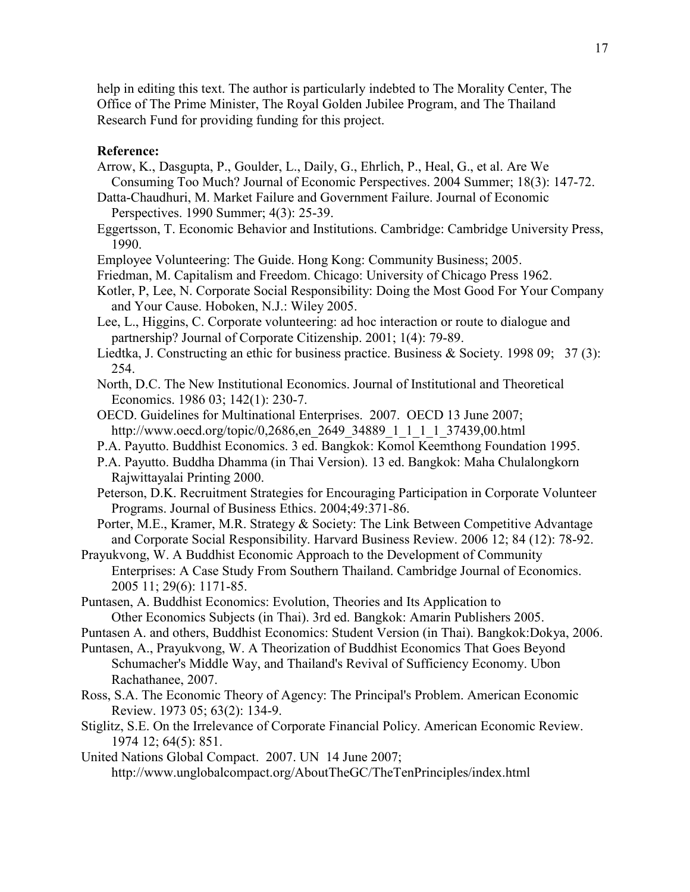help in editing this text. The author is particularly indebted to The Morality Center, The Office of The Prime Minister, The Royal Golden Jubilee Program, and The Thailand Research Fund for providing funding for this project.

**Reference:**

Arrow, K., Dasgupta, P., Goulder, L., Daily, G., Ehrlich, P., Heal, G., et al. Are We Consuming Too Much? Journal of Economic Perspectives. 2004 Summer; 18(3): 147-72.

Datta-Chaudhuri, M. Market Failure and Government Failure. Journal of Economic Perspectives. 1990 Summer; 4(3): 25-39.

Eggertsson, T. Economic Behavior and Institutions. Cambridge: Cambridge University Press, 1990.

Employee Volunteering: The Guide. Hong Kong: Community Business; 2005.

Friedman, M. Capitalism and Freedom. Chicago: University of Chicago Press 1962.

Kotler, P, Lee, N. Corporate Social Responsibility: Doing the Most Good For Your Company and Your Cause. Hoboken, N.J.: Wiley 2005.

Lee, L., Higgins, C. Corporate volunteering: ad hoc interaction or route to dialogue and partnership? Journal of Corporate Citizenship. 2001; 1(4): 79-89.

Liedtka, J. Constructing an ethic for business practice. Business & Society. 1998 09; 37 (3): 254.

North, D.C. The New Institutional Economics. Journal of Institutional and Theoretical Economics. 1986 03; 142(1): 230-7.

OECD. Guidelines for Multinational Enterprises. 2007. OECD 13 June 2007; http://www.oecd.org/topic/0,2686,en_2649_34889_1_1_1_1_37439,00.html

P.A. Payutto. Buddhist Economics. 3 ed. Bangkok: Komol Keemthong Foundation 1995.

P.A. Payutto. Buddha Dhamma (in Thai Version). 13 ed. Bangkok: Maha Chulalongkorn Rajwittayalai Printing 2000.

Peterson, D.K. Recruitment Strategies for Encouraging Participation in Corporate Volunteer Programs. Journal of Business Ethics. 2004;49:371-86.

Porter, M.E., Kramer, M.R. Strategy & Society: The Link Between Competitive Advantage and Corporate Social Responsibility. Harvard Business Review. 2006 12; 84 (12): 78-92.

Prayukvong, W. A Buddhist Economic Approach to the Development of Community Enterprises: A Case Study From Southern Thailand. Cambridge Journal of Economics. 2005 11; 29(6): 1171-85.

Puntasen, A. Buddhist Economics: Evolution, Theories and Its Application to Other Economics Subjects (in Thai). 3rd ed. Bangkok: Amarin Publishers 2005.

Puntasen A. and others, Buddhist Economics: Student Version (in Thai). Bangkok:Dokya, 2006.

Puntasen, A., Prayukvong, W. A Theorization of Buddhist Economics That Goes Beyond Schumacher's Middle Way, and Thailand's Revival of Sufficiency Economy. Ubon Rachathanee, 2007.

Ross, S.A. The Economic Theory of Agency: The Principal's Problem. American Economic Review. 1973 05; 63(2): 134-9.

Stiglitz, S.E. On the Irrelevance of Corporate Financial Policy. American Economic Review. 1974 12; 64(5): 851.

United Nations Global Compact. 2007. UN 14 June 2007; http://www.unglobalcompact.org/AboutTheGC/TheTenPrinciples/index.html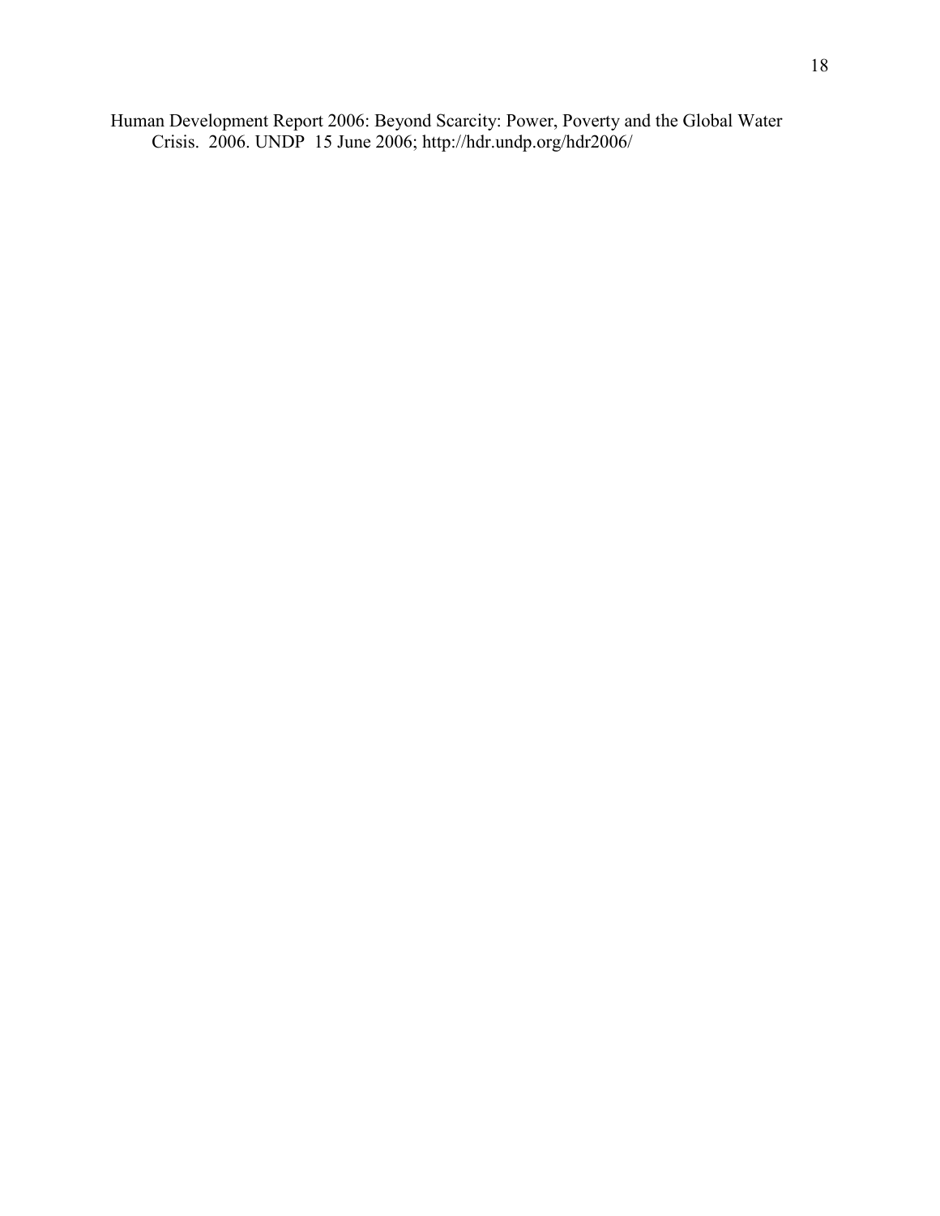Human Development Report 2006: Beyond Scarcity: Power, Poverty and the Global Water Crisis. 2006. UNDP 15 June 2006; http://hdr.undp.org/hdr2006/